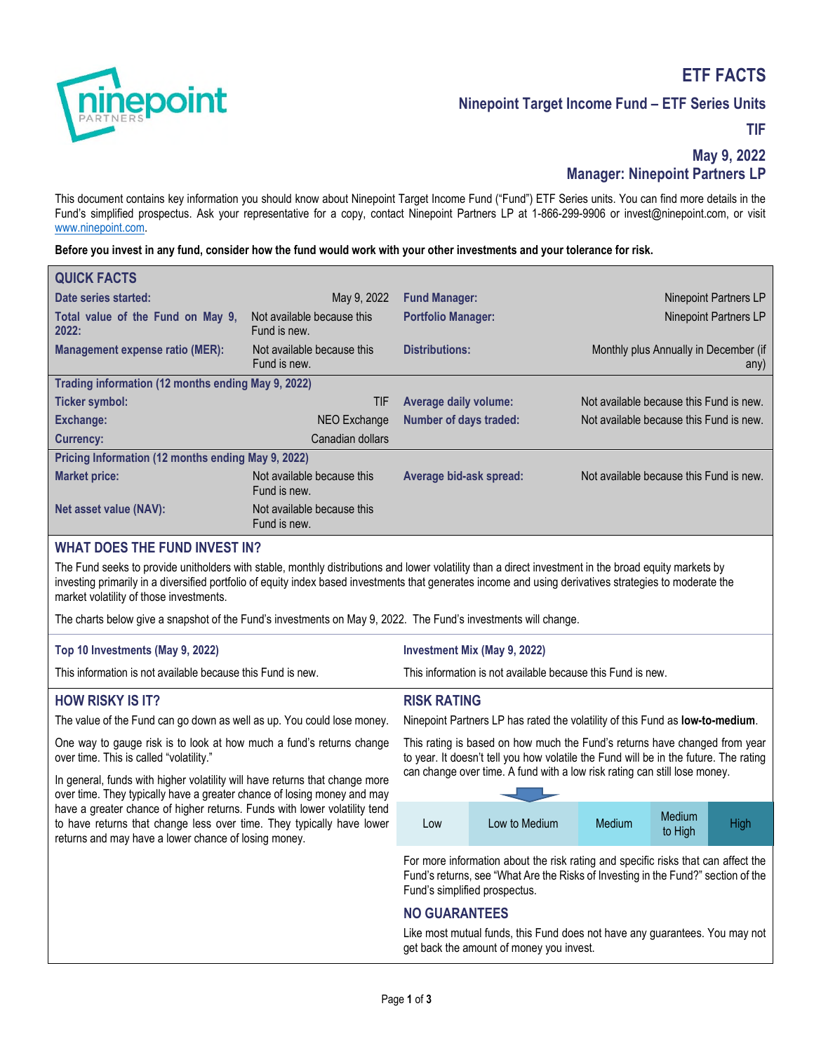# ETF FACTS

## Ninepoint Target Income Fund – ETF Series Units

**TIF**

**May 9, 2022**

**Manager: Ninepoint Partners LP**

This document contains key information you should know about Ninepoint Target Income Fund ("Fund") ETF Series units. You can find more details in the Fund's simplified prospectus. Ask your representative for a copy, contact Ninepoint Partners LP at 1-866-299-9906 or invest@ninepoint.com, or visit www.ninepoint.com.

**Before you invest in any fund, consider how the fund would work with your other investments and your tolerance for risk.**

## QUICK FACTS

| | | | |
|---|---|---|---|
| **Date series started:** | May 9, 2022 | **Fund Manager:** | Ninepoint Partners LP |
| **Total value of the Fund on May 9, 2022:** | Not available because this Fund is new. | **Portfolio Manager:** | Ninepoint Partners LP |
| **Management expense ratio (MER):** | Not available because this Fund is new. | **Distributions:** | Monthly plus Annually in December (if any) |

**Trading information (12 months ending May 9, 2022)**

| | | | |
|---|---|---|---|
| **Ticker symbol:** | TIF | **Average daily volume:** | Not available because this Fund is new. |
| **Exchange:** | NEO Exchange | **Number of days traded:** | Not available because this Fund is new. |
| **Currency:** | Canadian dollars | | |

**Pricing Information (12 months ending May 9, 2022)**

| | | | |
|---|---|---|---|
| **Market price:** | Not available because this Fund is new. | **Average bid-ask spread:** | Not available because this Fund is new. |
| **Net asset value (NAV):** | Not available because this Fund is new. | | |

## WHAT DOES THE FUND INVEST IN?

The Fund seeks to provide unitholders with stable, monthly distributions and lower volatility than a direct investment in the broad equity markets by investing primarily in a diversified portfolio of equity index based investments that generates income and using derivatives strategies to moderate the market volatility of those investments.

The charts below give a snapshot of the Fund's investments on May 9, 2022. The Fund's investments will change.

**Top 10 Investments (May 9, 2022)**

This information is not available because this Fund is new.

**Investment Mix (May 9, 2022)**

This information is not available because this Fund is new.

## HOW RISKY IS IT?

The value of the Fund can go down as well as up. You could lose money.

One way to gauge risk is to look at how much a fund's returns change over time. This is called "volatility."

In general, funds with higher volatility will have returns that change more over time. They typically have a greater chance of losing money and may have a greater chance of higher returns. Funds with lower volatility tend to have returns that change less over time. They typically have lower returns and may have a lower chance of losing money.

## RISK RATING

Ninepoint Partners LP has rated the volatility of this Fund as **low-to-medium**.

This rating is based on how much the Fund's returns have changed from year to year. It doesn't tell you how volatile the Fund will be in the future. The rating can change over time. A fund with a low risk rating can still lose money.

| Low | Low to Medium | Medium | Medium to High | High |
|---|---|---|---|---|

For more information about the risk rating and specific risks that can affect the Fund's returns, see "What Are the Risks of Investing in the Fund?" section of the Fund's simplified prospectus.

## NO GUARANTEES

Like most mutual funds, this Fund does not have any guarantees. You may not get back the amount of money you invest.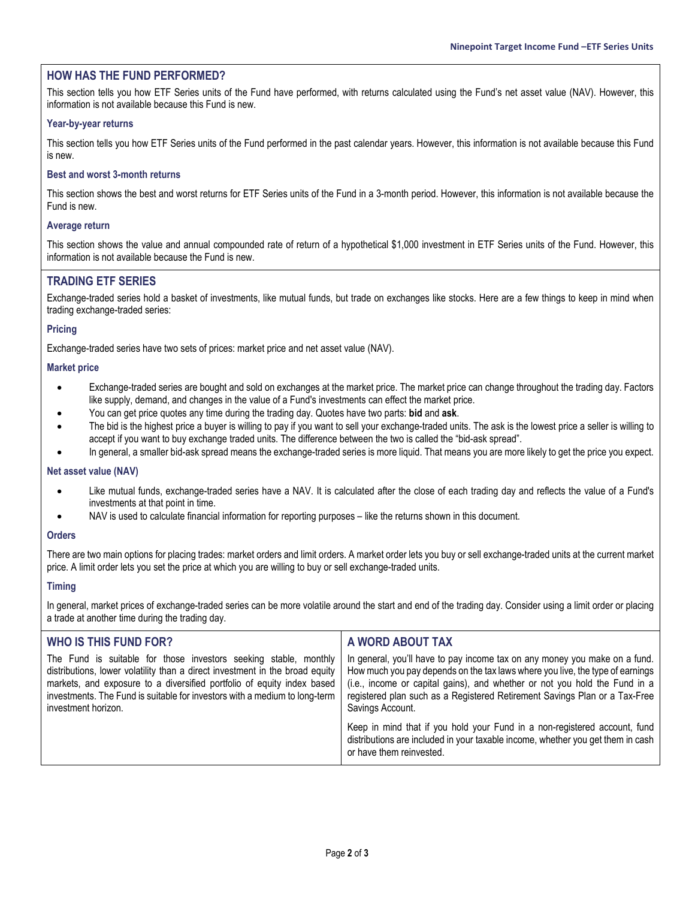## HOW HAS THE FUND PERFORMED?

This section tells you how ETF Series units of the Fund have performed, with returns calculated using the Fund's net asset value (NAV). However, this information is not available because this Fund is new.

### Year-by-year returns

This section tells you how ETF Series units of the Fund performed in the past calendar years. However, this information is not available because this Fund is new.

### Best and worst 3-month returns

This section shows the best and worst returns for ETF Series units of the Fund in a 3-month period. However, this information is not available because the Fund is new.

### Average return

This section shows the value and annual compounded rate of return of a hypothetical $1,000 investment in ETF Series units of the Fund. However, this information is not available because the Fund is new.

## TRADING ETF SERIES

Exchange-traded series hold a basket of investments, like mutual funds, but trade on exchanges like stocks. Here are a few things to keep in mind when trading exchange-traded series:

### Pricing

Exchange-traded series have two sets of prices: market price and net asset value (NAV).

### Market price

- Exchange-traded series are bought and sold on exchanges at the market price. The market price can change throughout the trading day. Factors like supply, demand, and changes in the value of a Fund's investments can effect the market price.
- You can get price quotes any time during the trading day. Quotes have two parts: **bid** and **ask**.
- The bid is the highest price a buyer is willing to pay if you want to sell your exchange-traded units. The ask is the lowest price a seller is willing to accept if you want to buy exchange traded units. The difference between the two is called the "bid-ask spread".
- In general, a smaller bid-ask spread means the exchange-traded series is more liquid. That means you are more likely to get the price you expect.

### Net asset value (NAV)

- Like mutual funds, exchange-traded series have a NAV. It is calculated after the close of each trading day and reflects the value of a Fund's investments at that point in time.
- NAV is used to calculate financial information for reporting purposes – like the returns shown in this document.

### Orders

There are two main options for placing trades: market orders and limit orders. A market order lets you buy or sell exchange-traded units at the current market price. A limit order lets you set the price at which you are willing to buy or sell exchange-traded units.

### Timing

In general, market prices of exchange-traded series can be more volatile around the start and end of the trading day. Consider using a limit order or placing a trade at another time during the trading day.

## WHO IS THIS FUND FOR?

The Fund is suitable for those investors seeking stable, monthly distributions, lower volatility than a direct investment in the broad equity markets, and exposure to a diversified portfolio of equity index based investments. The Fund is suitable for investors with a medium to long-term investment horizon.

## A WORD ABOUT TAX

In general, you'll have to pay income tax on any money you make on a fund. How much you pay depends on the tax laws where you live, the type of earnings (i.e., income or capital gains), and whether or not you hold the Fund in a registered plan such as a Registered Retirement Savings Plan or a Tax-Free Savings Account.

Keep in mind that if you hold your Fund in a non-registered account, fund distributions are included in your taxable income, whether you get them in cash or have them reinvested.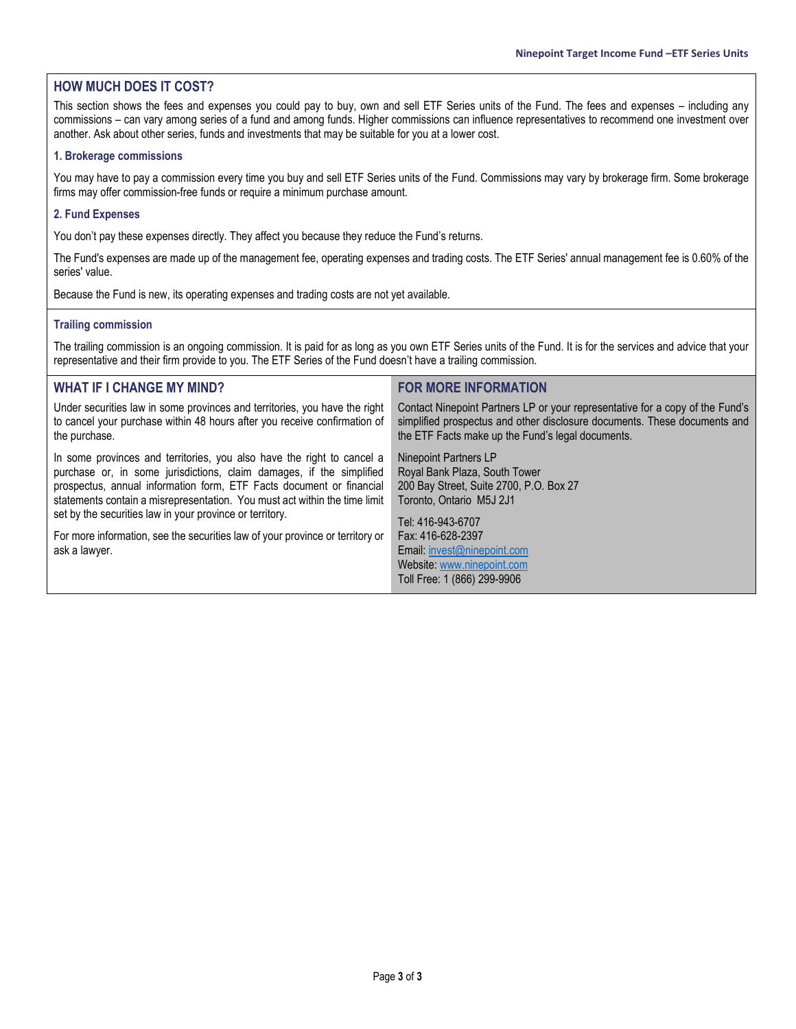## HOW MUCH DOES IT COST?

This section shows the fees and expenses you could pay to buy, own and sell ETF Series units of the Fund. The fees and expenses – including any commissions – can vary among series of a fund and among funds. Higher commissions can influence representatives to recommend one investment over another. Ask about other series, funds and investments that may be suitable for you at a lower cost.

### 1. Brokerage commissions

You may have to pay a commission every time you buy and sell ETF Series units of the Fund. Commissions may vary by brokerage firm. Some brokerage firms may offer commission-free funds or require a minimum purchase amount.

### 2. Fund Expenses

You don't pay these expenses directly. They affect you because they reduce the Fund's returns.

The Fund's expenses are made up of the management fee, operating expenses and trading costs. The ETF Series' annual management fee is 0.60% of the series' value.

Because the Fund is new, its operating expenses and trading costs are not yet available.

### Trailing commission

The trailing commission is an ongoing commission. It is paid for as long as you own ETF Series units of the Fund. It is for the services and advice that your representative and their firm provide to you. The ETF Series of the Fund doesn't have a trailing commission.

## WHAT IF I CHANGE MY MIND?

Under securities law in some provinces and territories, you have the right to cancel your purchase within 48 hours after you receive confirmation of the purchase.

In some provinces and territories, you also have the right to cancel a purchase or, in some jurisdictions, claim damages, if the simplified prospectus, annual information form, ETF Facts document or financial statements contain a misrepresentation. You must act within the time limit set by the securities law in your province or territory.

For more information, see the securities law of your province or territory or ask a lawyer.

## FOR MORE INFORMATION

Contact Ninepoint Partners LP or your representative for a copy of the Fund's simplified prospectus and other disclosure documents. These documents and the ETF Facts make up the Fund's legal documents.

Ninepoint Partners LP
Royal Bank Plaza, South Tower
200 Bay Street, Suite 2700, P.O. Box 27
Toronto, Ontario M5J 2J1

Tel: 416-943-6707
Fax: 416-628-2397
Email: invest@ninepoint.com
Website: www.ninepoint.com
Toll Free: 1 (866) 299-9906